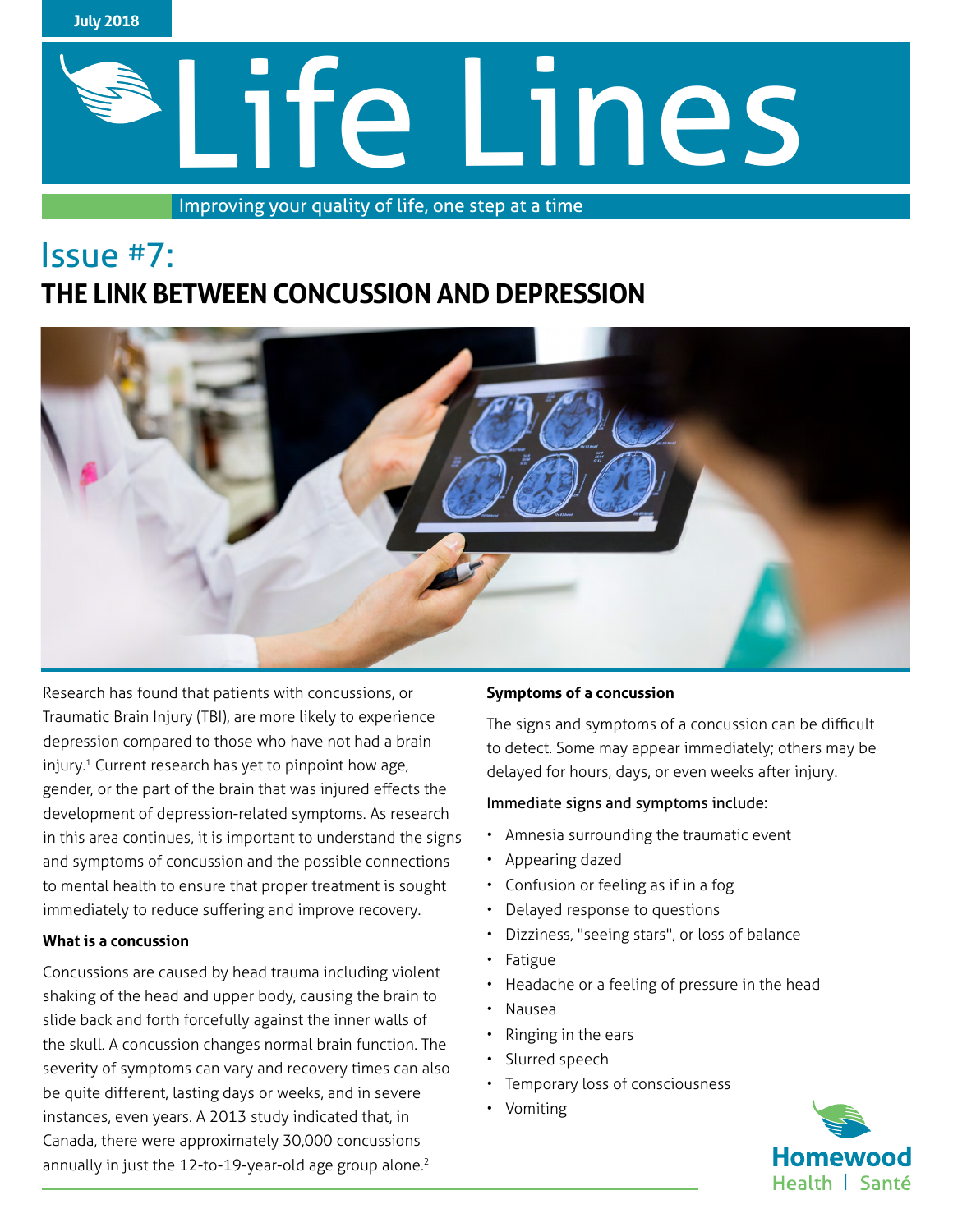July 2018

# Life Lines

Improving your quality of life, one step at a time

## Issue #7:
## THE LINK BETWEEN CONCUSSION AND DEPRESSION

Research has found that patients with concussions, or Traumatic Brain Injury (TBI), are more likely to experience depression compared to those who have not had a brain injury.[1] Current research has yet to pinpoint how age, gender, or the part of the brain that was injured effects the development of depression-related symptoms. As research in this area continues, it is important to understand the signs and symptoms of concussion and the possible connections to mental health to ensure that proper treatment is sought immediately to reduce suffering and improve recovery.

**What is a concussion**

Concussions are caused by head trauma including violent shaking of the head and upper body, causing the brain to slide back and forth forcefully against the inner walls of the skull. A concussion changes normal brain function. The severity of symptoms can vary and recovery times can also be quite different, lasting days or weeks, and in severe instances, even years. A 2013 study indicated that, in Canada, there were approximately 30,000 concussions annually in just the 12-to-19-year-old age group alone.[2]

**Symptoms of a concussion**

The signs and symptoms of a concussion can be difficult to detect. Some may appear immediately; others may be delayed for hours, days, or even weeks after injury.

Immediate signs and symptoms include:

- Amnesia surrounding the traumatic event
- Appearing dazed
- Confusion or feeling as if in a fog
- Delayed response to questions
- Dizziness, "seeing stars", or loss of balance
- Fatigue
- Headache or a feeling of pressure in the head
- Nausea
- Ringing in the ears
- Slurred speech
- Temporary loss of consciousness
- Vomiting

Homewood Health | Santé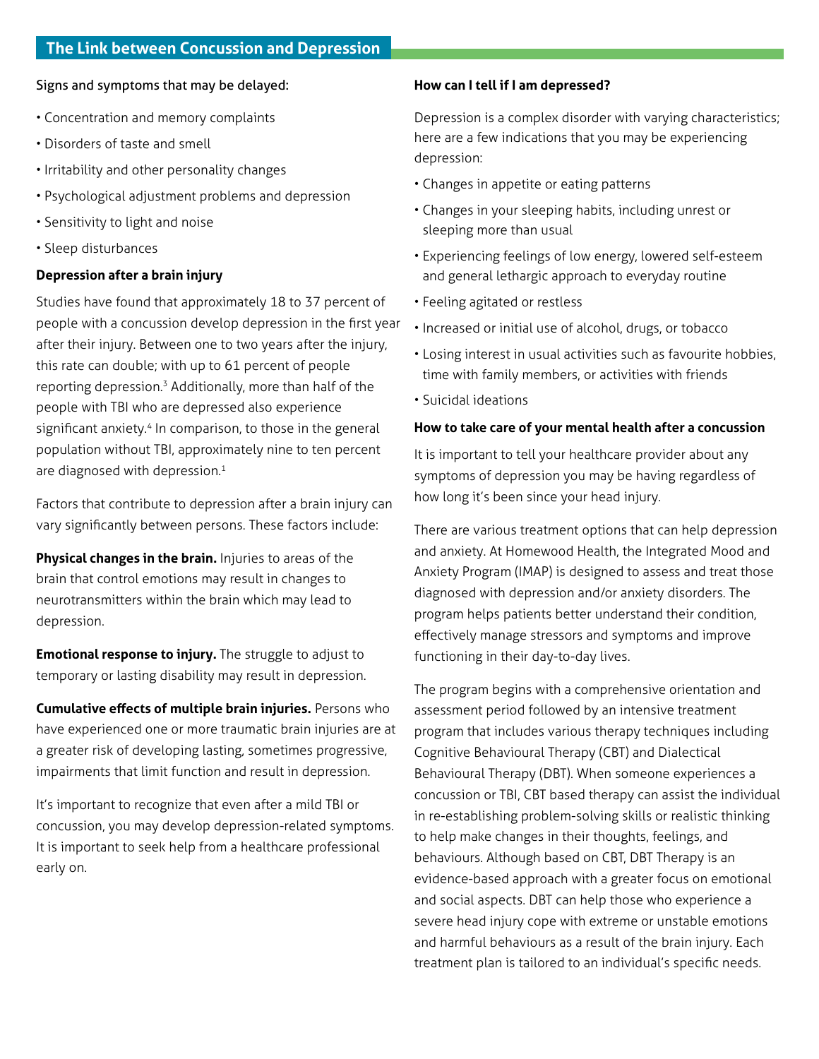## The Link between Concussion and Depression

Signs and symptoms that may be delayed:

- Concentration and memory complaints
- Disorders of taste and smell
- Irritability and other personality changes
- Psychological adjustment problems and depression
- Sensitivity to light and noise
- Sleep disturbances

**Depression after a brain injury**

Studies have found that approximately 18 to 37 percent of people with a concussion develop depression in the first year after their injury. Between one to two years after the injury, this rate can double; with up to 61 percent of people reporting depression.[3] Additionally, more than half of the people with TBI who are depressed also experience significant anxiety.[4] In comparison, to those in the general population without TBI, approximately nine to ten percent are diagnosed with depression.[1]

Factors that contribute to depression after a brain injury can vary significantly between persons. These factors include:

**Physical changes in the brain.** Injuries to areas of the brain that control emotions may result in changes to neurotransmitters within the brain which may lead to depression.

**Emotional response to injury.** The struggle to adjust to temporary or lasting disability may result in depression.

**Cumulative effects of multiple brain injuries.** Persons who have experienced one or more traumatic brain injuries are at a greater risk of developing lasting, sometimes progressive, impairments that limit function and result in depression.

It's important to recognize that even after a mild TBI or concussion, you may develop depression-related symptoms. It is important to seek help from a healthcare professional early on.

**How can I tell if I am depressed?**

Depression is a complex disorder with varying characteristics; here are a few indications that you may be experiencing depression:

- Changes in appetite or eating patterns
- Changes in your sleeping habits, including unrest or sleeping more than usual
- Experiencing feelings of low energy, lowered self-esteem and general lethargic approach to everyday routine
- Feeling agitated or restless
- Increased or initial use of alcohol, drugs, or tobacco
- Losing interest in usual activities such as favourite hobbies, time with family members, or activities with friends
- Suicidal ideations

**How to take care of your mental health after a concussion**

It is important to tell your healthcare provider about any symptoms of depression you may be having regardless of how long it's been since your head injury.

There are various treatment options that can help depression and anxiety. At Homewood Health, the Integrated Mood and Anxiety Program (IMAP) is designed to assess and treat those diagnosed with depression and/or anxiety disorders. The program helps patients better understand their condition, effectively manage stressors and symptoms and improve functioning in their day-to-day lives.

The program begins with a comprehensive orientation and assessment period followed by an intensive treatment program that includes various therapy techniques including Cognitive Behavioural Therapy (CBT) and Dialectical Behavioural Therapy (DBT). When someone experiences a concussion or TBI, CBT based therapy can assist the individual in re-establishing problem-solving skills or realistic thinking to help make changes in their thoughts, feelings, and behaviours. Although based on CBT, DBT Therapy is an evidence-based approach with a greater focus on emotional and social aspects. DBT can help those who experience a severe head injury cope with extreme or unstable emotions and harmful behaviours as a result of the brain injury. Each treatment plan is tailored to an individual's specific needs.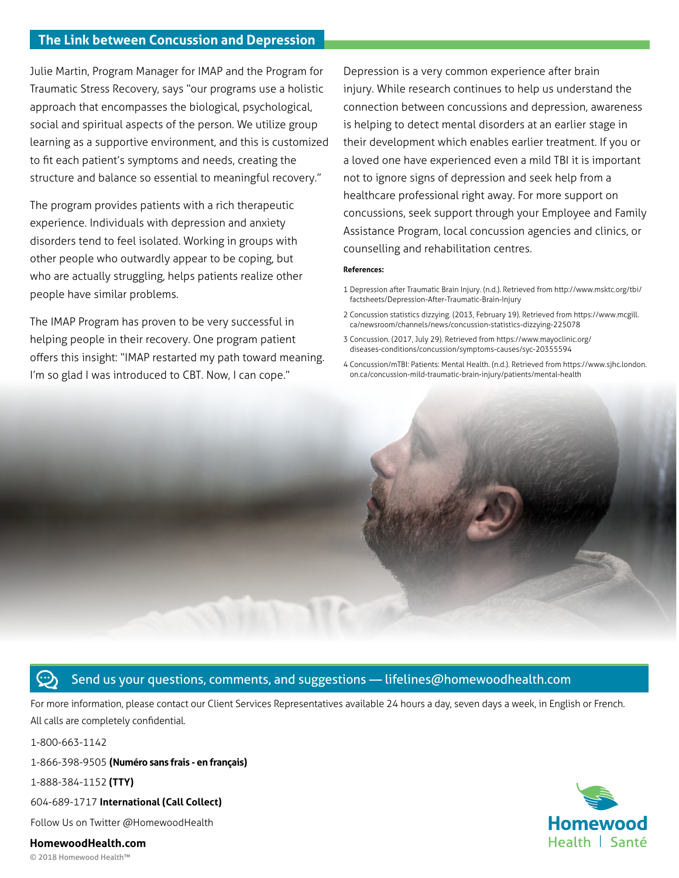## The Link between Concussion and Depression

Julie Martin, Program Manager for IMAP and the Program for Traumatic Stress Recovery, says "our programs use a holistic approach that encompasses the biological, psychological, social and spiritual aspects of the person. We utilize group learning as a supportive environment, and this is customized to fit each patient's symptoms and needs, creating the structure and balance so essential to meaningful recovery."

The program provides patients with a rich therapeutic experience. Individuals with depression and anxiety disorders tend to feel isolated. Working in groups with other people who outwardly appear to be coping, but who are actually struggling, helps patients realize other people have similar problems.

The IMAP Program has proven to be very successful in helping people in their recovery. One program patient offers this insight: "IMAP restarted my path toward meaning. I'm so glad I was introduced to CBT. Now, I can cope."

Depression is a very common experience after brain injury. While research continues to help us understand the connection between concussions and depression, awareness is helping to detect mental disorders at an earlier stage in their development which enables earlier treatment. If you or a loved one have experienced even a mild TBI it is important not to ignore signs of depression and seek help from a healthcare professional right away. For more support on concussions, seek support through your Employee and Family Assistance Program, local concussion agencies and clinics, or counselling and rehabilitation centres.

**References:**

1 Depression after Traumatic Brain Injury. (n.d.). Retrieved from http://www.msktc.org/tbi/factsheets/Depression-After-Traumatic-Brain-Injury

2 Concussion statistics dizzying. (2013, February 19). Retrieved from https://www.mcgill.ca/newsroom/channels/news/concussion-statistics-dizzying-225078

3 Concussion. (2017, July 29). Retrieved from https://www.mayoclinic.org/diseases-conditions/concussion/symptoms-causes/syc-20355594

4 Concussion/mTBI: Patients: Mental Health. (n.d.). Retrieved from https://www.sjhc.london.on.ca/concussion-mild-traumatic-brain-injury/patients/mental-health

Send us your questions, comments, and suggestions — lifelines@homewoodhealth.com

For more information, please contact our Client Services Representatives available 24 hours a day, seven days a week, in English or French. All calls are completely confidential.

1-800-663-1142

1-866-398-9505 **(Numéro sans frais - en français)**

1-888-384-1152 **(TTY)**

604-689-1717 **International (Call Collect)**

Follow Us on Twitter @HomewoodHealth

**HomewoodHealth.com**

© 2018 Homewood Health™

Homewood Health | Santé